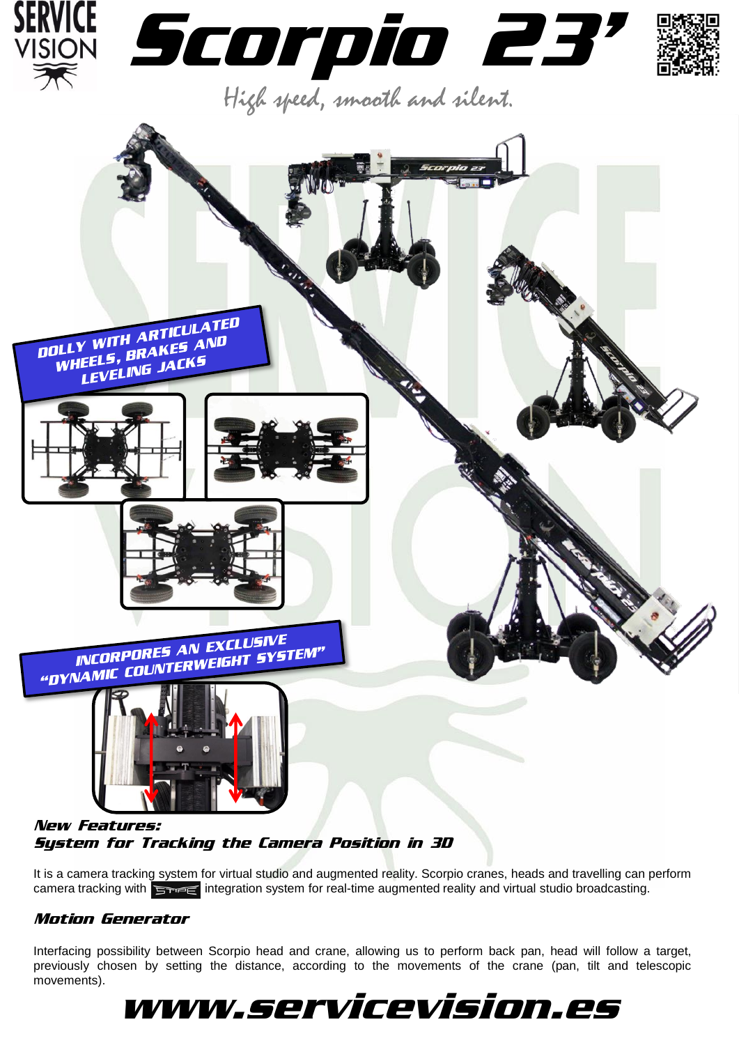SERVICE VISION

# Scorpio 23'

High speed, smooth and silent.

**DOLLY WITH ARTICULATED WHEELS, BRAKES AND LEVELING JACKS**

**INCORPORES AN EXCLUSIVE "DYNAMIC COUNTERWEIGHT SYSTEM"**

### *New Features:*
### *System for Tracking the Camera Position in 3D*

It is a camera tracking system for virtual studio and augmented reality. Scorpio cranes, heads and travelling can perform camera tracking with STYPE integration system for real-time augmented reality and virtual studio broadcasting.

### *Motion Generator*

Interfacing possibility between Scorpio head and crane, allowing us to perform back pan, head will follow a target, previously chosen by setting the distance, according to the movements of the crane (pan, tilt and telescopic movements).

## www.servicevision.es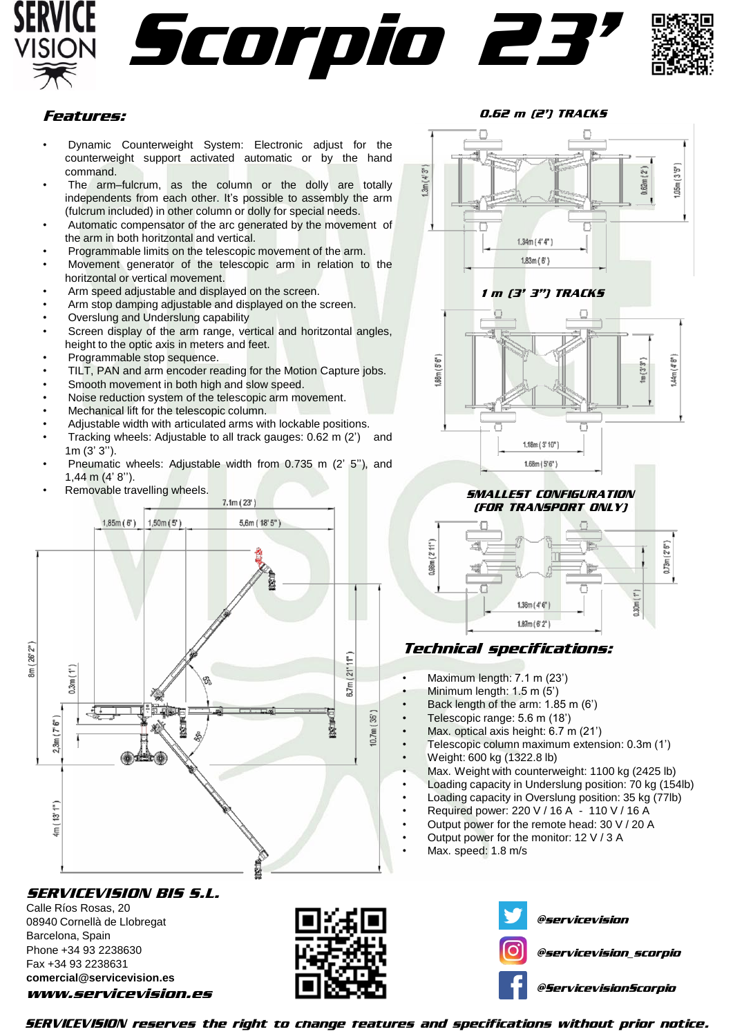# Scorpio 23'

## Features:

- Dynamic Counterweight System: Electronic adjust for the counterweight support activated automatic or by the hand command.
- The arm–fulcrum, as the column or the dolly are totally independents from each other. It's possible to assembly the arm (fulcrum included) in other column or dolly for special needs.
- Automatic compensator of the arc generated by the movement of the arm in both horitzontal and vertical.
- Programmable limits on the telescopic movement of the arm.
- Movement generator of the telescopic arm in relation to the horizontal or vertical movement.
- Arm speed adjustable and displayed on the screen.
- Arm stop damping adjustable and displayed on the screen.
- Overslung and Underslung capability
- Screen display of the arm range, vertical and horitzontal angles, height to the optic axis in meters and feet.
- Programmable stop sequence.
- TILT, PAN and arm encoder reading for the Motion Capture jobs.
- Smooth movement in both high and slow speed.
- Noise reduction system of the telescopic arm movement.
- Mechanical lift for the telescopic column.
- Adjustable width with articulated arms with lockable positions.
- Tracking wheels: Adjustable to all track gauges: 0.62 m (2') and 1m (3' 3'').
- Pneumatic wheels: Adjustable width from 0.735 m (2' 5''), and 1,44 m (4' 8'').
- Removable travelling wheels.

7,1m ( 23' )
1,85m ( 6' )
1,50m ( 5' )
5,6m ( 18' 5" )
8m ( 26' 2" )
0,3m ( 1' )
2,3m ( 7' 6" )
4m ( 13' 1" )
6,7m ( 21' 11" )
10,7m ( 35' )
55°
55°

### 0.62 m (2') TRACKS

1,3m ( 4' 3" )
0,62m ( 2' )
1,05m ( 3' 5" )
1,34m ( 4' 4" )
1,83m ( 6' )

### 1 m (3' 3") TRACKS

1,68m ( 5' 6" )
1m ( 3' 3" )
1,44m ( 4' 8" )
1,18m ( 3' 10" )
1,68m ( 5' 6" )

### SMALLEST CONFIGURATION (FOR TRANSPORT ONLY)

0,88m ( 2' 11" )
0,73m ( 2' 5" )
0,30m ( 1' )
1,38m ( 4' 6" )
1,87m ( 6' 2" )

## Technical specifications:

- Maximum length: 7.1 m (23')
- Minimum length: 1.5 m (5')
- Back length of the arm: 1.85 m (6')
- Telescopic range: 5.6 m (18')
- Max. optical axis height: 6.7 m (21')
- Telescopic column maximum extension: 0.3m (1')
- Weight: 600 kg (1322.8 lb)
- Max. Weight with counterweight: 1100 kg (2425 lb)
- Loading capacity in Underslung position: 70 kg (154lb)
- Loading capacity in Overslung position: 35 kg (77lb)
- Required power: 220 V / 16 A - 110 V / 16 A
- Output power for the remote head: 30 V / 20 A
- Output power for the monitor: 12 V / 3 A
- Max. speed: 1.8 m/s

**SERVICEVISION BIS S.L.**
Calle Ríos Rosas, 20
08940 Cornellà de Llobregat
Barcelona, Spain
Phone +34 93 2238630
Fax +34 93 2238631
**comercial@servicevision.es**
**www.servicevision.es**

@servicevision
@servicevision_scorpio
@ServicevisionScorpio

***SERVICEVISION reserves the right to change features and specifications without prior notice.***